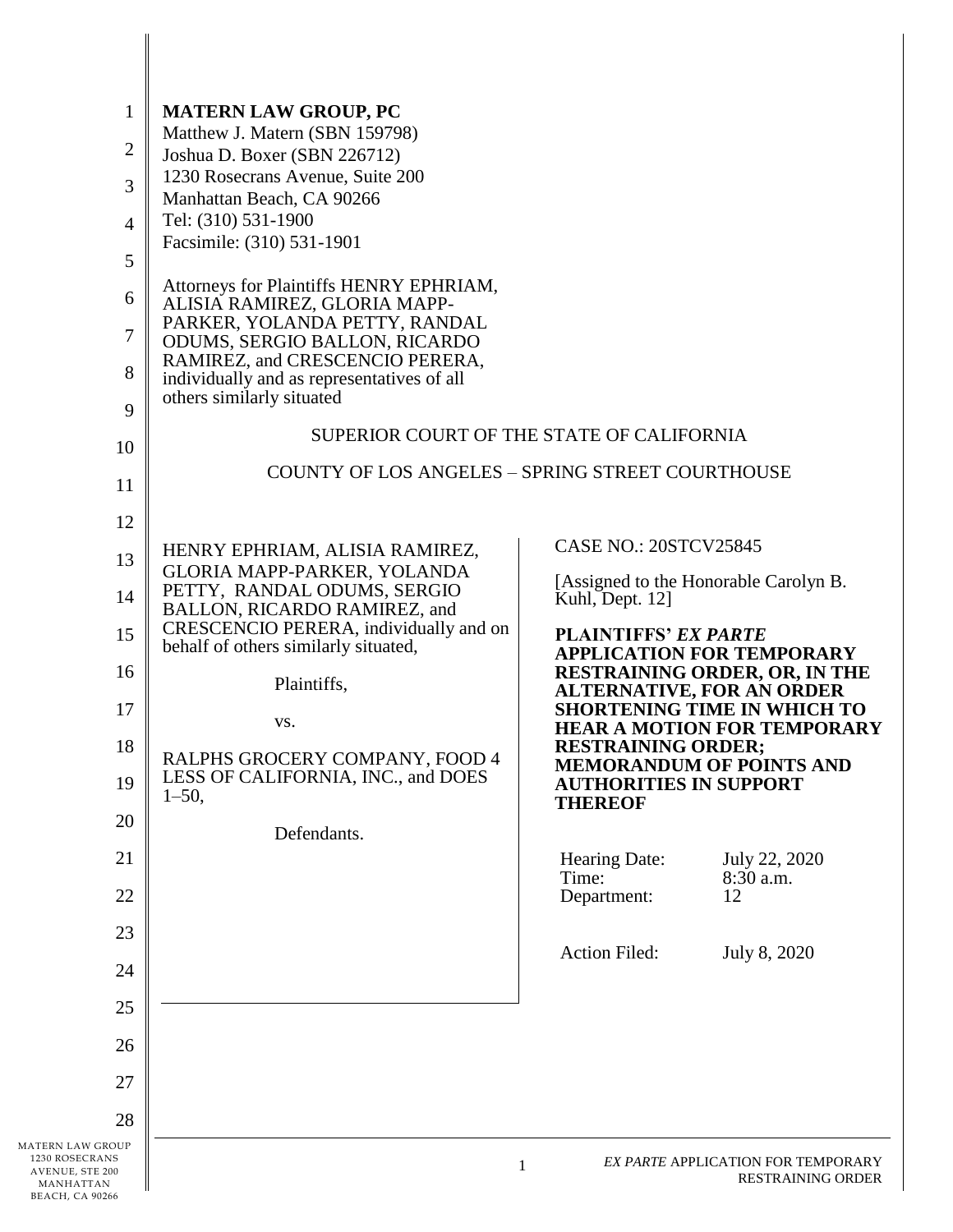**MATERN LAW GROUP, PC**
Matthew J. Matern (SBN 159798)
Joshua D. Boxer (SBN 226712)
1230 Rosecrans Avenue, Suite 200
Manhattan Beach, CA 90266
Tel: (310) 531-1900
Facsimile: (310) 531-1901

Attorneys for Plaintiffs HENRY EPHRIAM, ALISIA RAMIREZ, GLORIA MAPP-PARKER, YOLANDA PETTY, RANDAL ODUMS, SERGIO BALLON, RICARDO RAMIREZ, and CRESCENCIO PERERA, individually and as representatives of all others similarly situated

SUPERIOR COURT OF THE STATE OF CALIFORNIA

COUNTY OF LOS ANGELES – SPRING STREET COURTHOUSE

HENRY EPHRIAM, ALISIA RAMIREZ, GLORIA MAPP-PARKER, YOLANDA PETTY, RANDAL ODUMS, SERGIO BALLON, RICARDO RAMIREZ, and CRESCENCIO PERERA, individually and on behalf of others similarly situated,

Plaintiffs,

vs.

RALPHS GROCERY COMPANY, FOOD 4 LESS OF CALIFORNIA, INC., and DOES 1–50,

Defendants.

CASE NO.: 20STCV25845

[Assigned to the Honorable Carolyn B. Kuhl, Dept. 12]

**PLAINTIFFS' *EX PARTE* APPLICATION FOR TEMPORARY RESTRAINING ORDER, OR, IN THE ALTERNATIVE, FOR AN ORDER SHORTENING TIME IN WHICH TO HEAR A MOTION FOR TEMPORARY RESTRAINING ORDER; MEMORANDUM OF POINTS AND AUTHORITIES IN SUPPORT THEREOF**

| | |
|---|---|
| Hearing Date: | July 22, 2020 |
| Time: | 8:30 a.m. |
| Department: | 12 |
| | |
| Action Filed: | July 8, 2020 |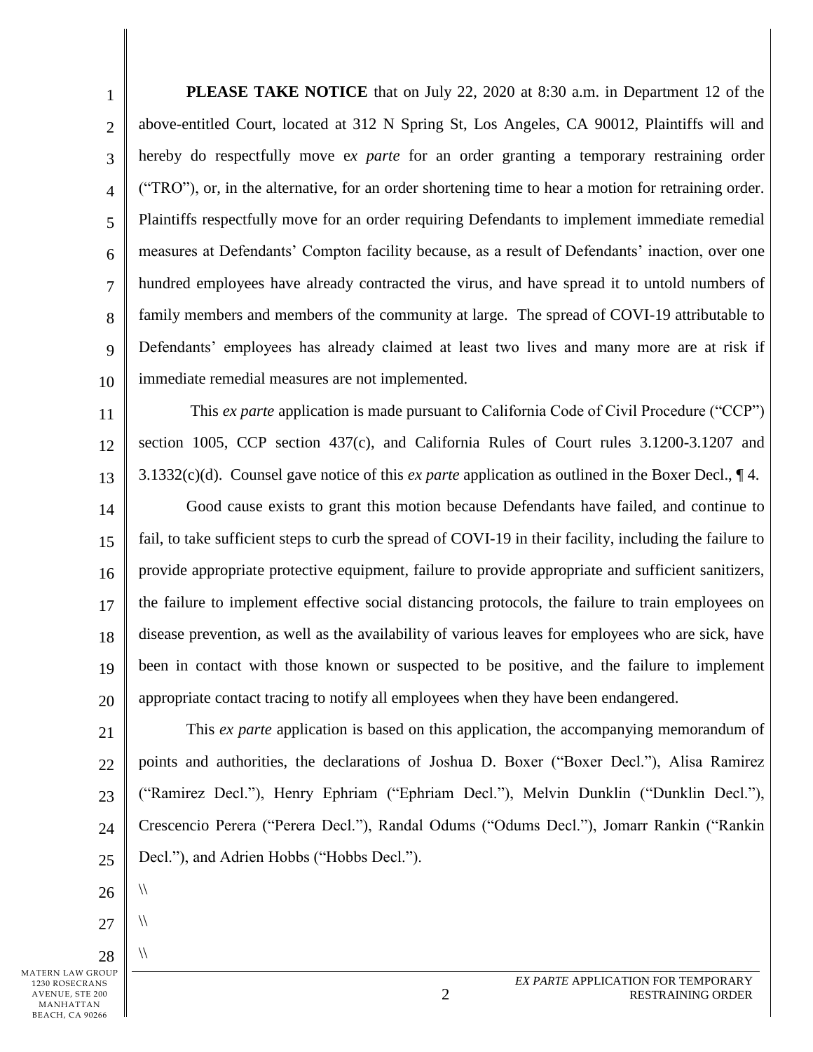**PLEASE TAKE NOTICE** that on July 22, 2020 at 8:30 a.m. in Department 12 of the above-entitled Court, located at 312 N Spring St, Los Angeles, CA 90012, Plaintiffs will and hereby do respectfully move e*x parte* for an order granting a temporary restraining order ("TRO"), or, in the alternative, for an order shortening time to hear a motion for retraining order. Plaintiffs respectfully move for an order requiring Defendants to implement immediate remedial measures at Defendants' Compton facility because, as a result of Defendants' inaction, over one hundred employees have already contracted the virus, and have spread it to untold numbers of family members and members of the community at large. The spread of COVI-19 attributable to Defendants' employees has already claimed at least two lives and many more are at risk if immediate remedial measures are not implemented.

This *ex parte* application is made pursuant to California Code of Civil Procedure ("CCP") section 1005, CCP section 437(c), and California Rules of Court rules 3.1200-3.1207 and 3.1332(c)(d). Counsel gave notice of this *ex parte* application as outlined in the Boxer Decl., ¶ 4.

Good cause exists to grant this motion because Defendants have failed, and continue to fail, to take sufficient steps to curb the spread of COVI-19 in their facility, including the failure to provide appropriate protective equipment, failure to provide appropriate and sufficient sanitizers, the failure to implement effective social distancing protocols, the failure to train employees on disease prevention, as well as the availability of various leaves for employees who are sick, have been in contact with those known or suspected to be positive, and the failure to implement appropriate contact tracing to notify all employees when they have been endangered.

This *ex parte* application is based on this application, the accompanying memorandum of points and authorities, the declarations of Joshua D. Boxer ("Boxer Decl."), Alisa Ramirez ("Ramirez Decl."), Henry Ephriam ("Ephriam Decl."), Melvin Dunklin ("Dunklin Decl."), Crescencio Perera ("Perera Decl."), Randal Odums ("Odums Decl."), Jomarr Rankin ("Rankin Decl."), and Adrien Hobbs ("Hobbs Decl.").

\\

\\

\\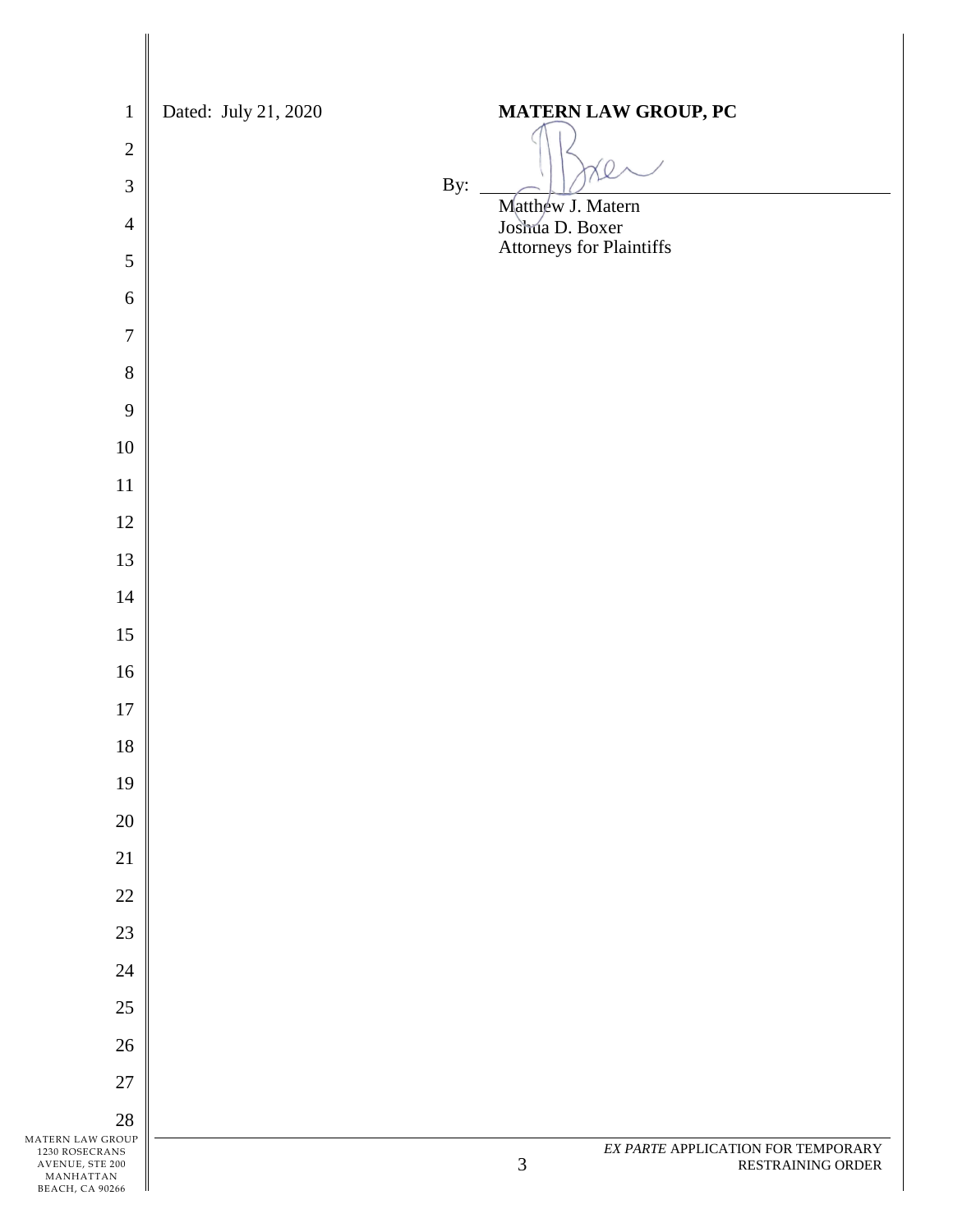Dated: July 21, 2020

**MATERN LAW GROUP, PC**

By: ______________________________
Matthew J. Matern
Joshua D. Boxer
Attorneys for Plaintiffs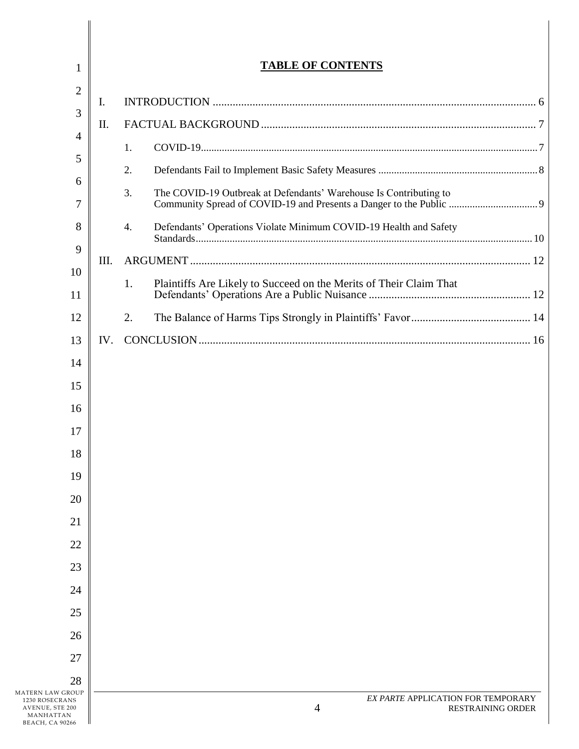# TABLE OF CONTENTS

I. INTRODUCTION .................................................................................................................. 6

II. FACTUAL BACKGROUND ................................................................................................ 7

  1. COVID-19 ........................................................................................................................ 7

  2. Defendants Fail to Implement Basic Safety Measures ................................................. 8

  3. The COVID-19 Outbreak at Defendants' Warehouse Is Contributing to Community Spread of COVID-19 and Presents a Danger to the Public ..................... 9

  4. Defendants' Operations Violate Minimum COVID-19 Health and Safety Standards ....................................................................................................................... 10

III. ARGUMENT ...................................................................................................................... 12

  1. Plaintiffs Are Likely to Succeed on the Merits of Their Claim That Defendants' Operations Are a Public Nuisance ...................................................... 12

  2. The Balance of Harms Tips Strongly in Plaintiffs' Favor ........................................ 14

IV. CONCLUSION ................................................................................................................... 16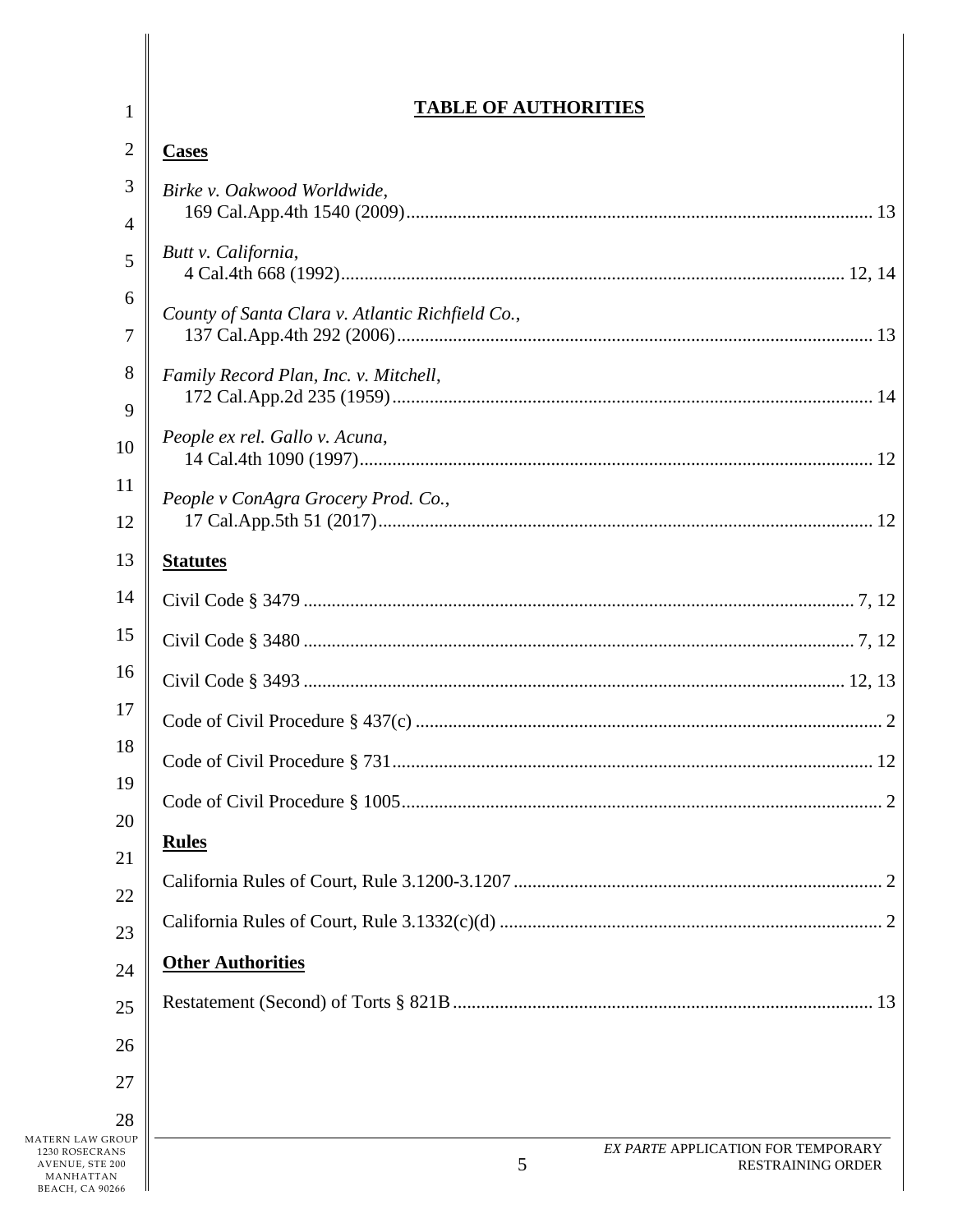# TABLE OF AUTHORITIES

## Cases

*Birke v. Oakwood Worldwide*,
169 Cal.App.4th 1540 (2009) .......... 13

*Butt v. California*,
4 Cal.4th 668 (1992) .......... 12, 14

*County of Santa Clara v. Atlantic Richfield Co.*,
137 Cal.App.4th 292 (2006) .......... 13

*Family Record Plan, Inc. v. Mitchell*,
172 Cal.App.2d 235 (1959) .......... 14

*People ex rel. Gallo v. Acuna*,
14 Cal.4th 1090 (1997) .......... 12

*People v ConAgra Grocery Prod. Co.*,
17 Cal.App.5th 51 (2017) .......... 12

## Statutes

Civil Code § 3479 .......... 7, 12

Civil Code § 3480 .......... 7, 12

Civil Code § 3493 .......... 12, 13

Code of Civil Procedure § 437(c) .......... 2

Code of Civil Procedure § 731 .......... 12

Code of Civil Procedure § 1005 .......... 2

## Rules

California Rules of Court, Rule 3.1200-3.1207 .......... 2

California Rules of Court, Rule 3.1332(c)(d) .......... 2

## Other Authorities

Restatement (Second) of Torts § 821B .......... 13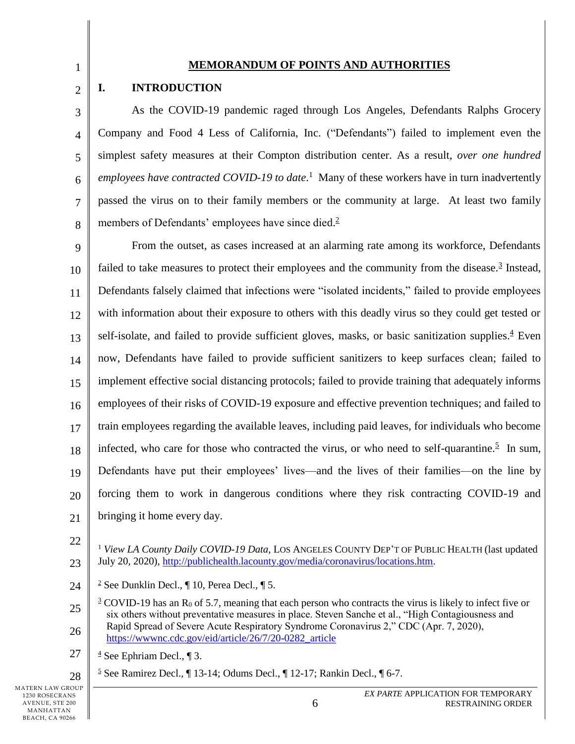## MEMORANDUM OF POINTS AND AUTHORITIES

### I. INTRODUCTION

As the COVID-19 pandemic raged through Los Angeles, Defendants Ralphs Grocery Company and Food 4 Less of California, Inc. ("Defendants") failed to implement even the simplest safety measures at their Compton distribution center. As a result, *over one hundred employees have contracted COVID-19 to date*.[1] Many of these workers have in turn inadvertently passed the virus on to their family members or the community at large. At least two family members of Defendants' employees have since died.[2]

From the outset, as cases increased at an alarming rate among its workforce, Defendants failed to take measures to protect their employees and the community from the disease.[3] Instead, Defendants falsely claimed that infections were "isolated incidents," failed to provide employees with information about their exposure to others with this deadly virus so they could get tested or self-isolate, and failed to provide sufficient gloves, masks, or basic sanitization supplies.[4] Even now, Defendants have failed to provide sufficient sanitizers to keep surfaces clean; failed to implement effective social distancing protocols; failed to provide training that adequately informs employees of their risks of COVID-19 exposure and effective prevention techniques; and failed to train employees regarding the available leaves, including paid leaves, for individuals who become infected, who care for those who contracted the virus, or who need to self-quarantine.[5] In sum, Defendants have put their employees' lives—and the lives of their families—on the line by forcing them to work in dangerous conditions where they risk contracting COVID-19 and bringing it home every day.

---

[1] *View LA County Daily COVID-19 Data*, LOS ANGELES COUNTY DEP'T OF PUBLIC HEALTH (last updated July 20, 2020), http://publichealth.lacounty.gov/media/coronavirus/locations.htm.

[2] See Dunklin Decl., ¶ 10, Perea Decl., ¶ 5.

[3] COVID-19 has an $R_0$ of 5.7, meaning that each person who contracts the virus is likely to infect five or six others without preventative measures in place. Steven Sanche et al., "High Contagiousness and Rapid Spread of Severe Acute Respiratory Syndrome Coronavirus 2," CDC (Apr. 7, 2020), https://wwwnc.cdc.gov/eid/article/26/7/20-0282_article

[4] See Ephriam Decl., ¶ 3.

[5] See Ramirez Decl., ¶ 13-14; Odums Decl., ¶ 12-17; Rankin Decl., ¶ 6-7.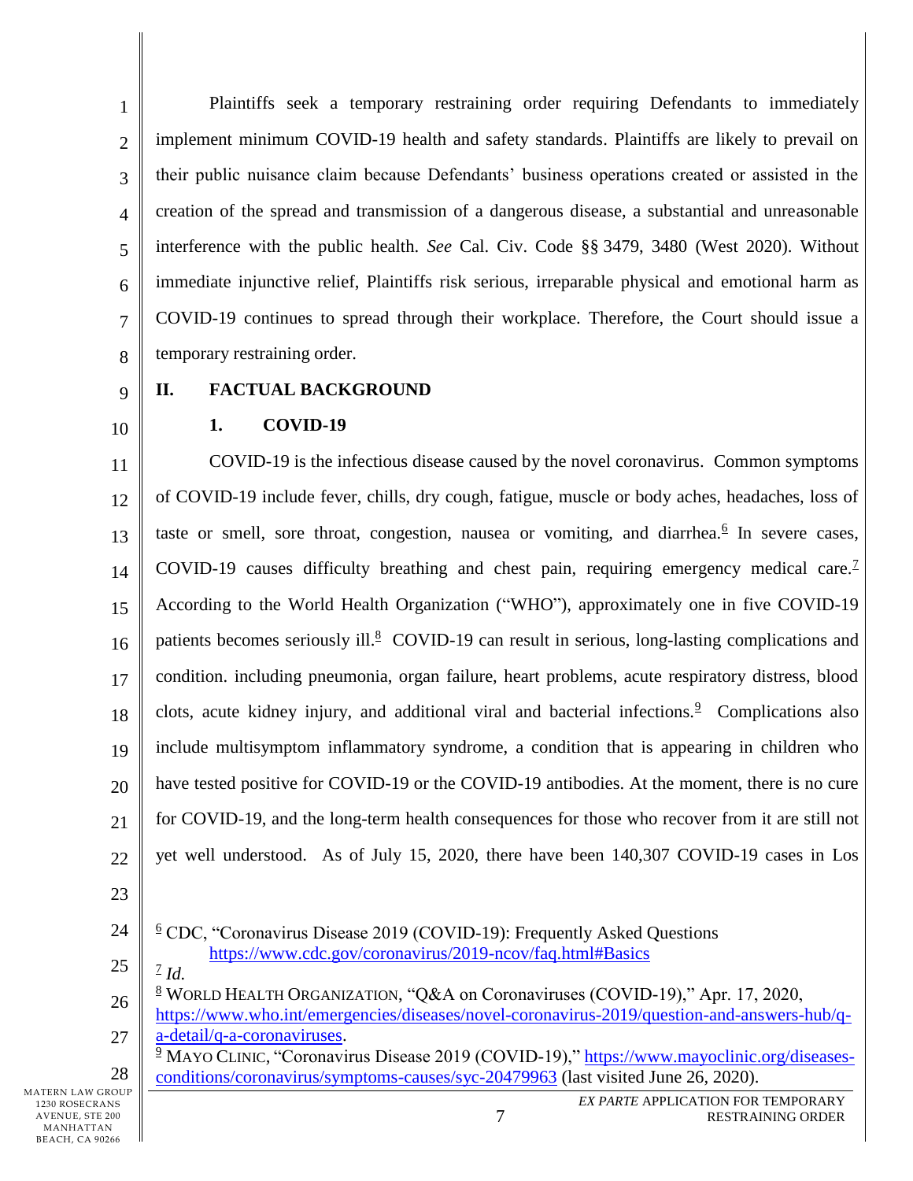Plaintiffs seek a temporary restraining order requiring Defendants to immediately implement minimum COVID-19 health and safety standards. Plaintiffs are likely to prevail on their public nuisance claim because Defendants' business operations created or assisted in the creation of the spread and transmission of a dangerous disease, a substantial and unreasonable interference with the public health. *See* Cal. Civ. Code §§ 3479, 3480 (West 2020). Without immediate injunctive relief, Plaintiffs risk serious, irreparable physical and emotional harm as COVID-19 continues to spread through their workplace. Therefore, the Court should issue a temporary restraining order.

## II. FACTUAL BACKGROUND

### 1. COVID-19

COVID-19 is the infectious disease caused by the novel coronavirus. Common symptoms of COVID-19 include fever, chills, dry cough, fatigue, muscle or body aches, headaches, loss of taste or smell, sore throat, congestion, nausea or vomiting, and diarrhea.[6] In severe cases, COVID-19 causes difficulty breathing and chest pain, requiring emergency medical care.[7] According to the World Health Organization ("WHO"), approximately one in five COVID-19 patients becomes seriously ill.[8] COVID-19 can result in serious, long-lasting complications and condition. including pneumonia, organ failure, heart problems, acute respiratory distress, blood clots, acute kidney injury, and additional viral and bacterial infections.[9] Complications also include multisymptom inflammatory syndrome, a condition that is appearing in children who have tested positive for COVID-19 or the COVID-19 antibodies. At the moment, there is no cure for COVID-19, and the long-term health consequences for those who recover from it are still not yet well understood. As of July 15, 2020, there have been 140,307 COVID-19 cases in Los

---

[6] CDC, "Coronavirus Disease 2019 (COVID-19): Frequently Asked Questions https://www.cdc.gov/coronavirus/2019-ncov/faq.html#Basics

[7] *Id.*

[8] WORLD HEALTH ORGANIZATION, "Q&A on Coronaviruses (COVID-19)," Apr. 17, 2020, https://www.who.int/emergencies/diseases/novel-coronavirus-2019/question-and-answers-hub/q-a-detail/q-a-coronaviruses.

[9] MAYO CLINIC, "Coronavirus Disease 2019 (COVID-19)," https://www.mayoclinic.org/diseases-conditions/coronavirus/symptoms-causes/syc-20479963 (last visited June 26, 2020).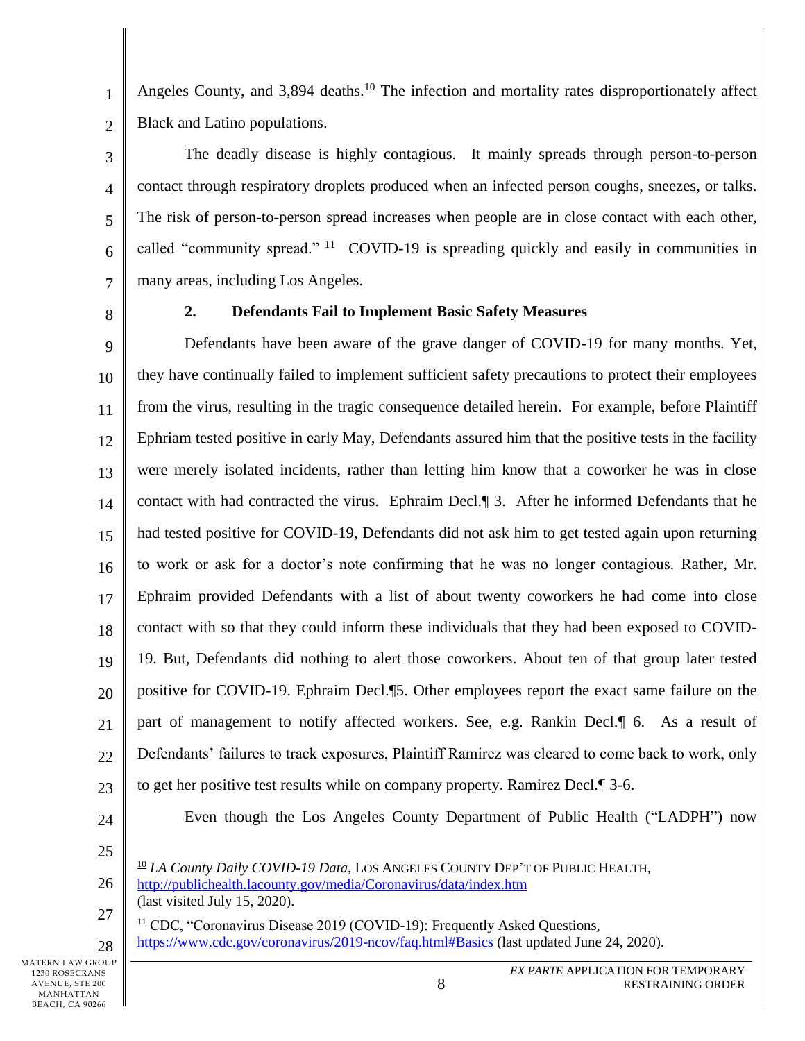Angeles County, and 3,894 deaths.[10] The infection and mortality rates disproportionately affect Black and Latino populations.

The deadly disease is highly contagious. It mainly spreads through person-to-person contact through respiratory droplets produced when an infected person coughs, sneezes, or talks. The risk of person-to-person spread increases when people are in close contact with each other, called "community spread." [11] COVID-19 is spreading quickly and easily in communities in many areas, including Los Angeles.

**2. Defendants Fail to Implement Basic Safety Measures**

Defendants have been aware of the grave danger of COVID-19 for many months. Yet, they have continually failed to implement sufficient safety precautions to protect their employees from the virus, resulting in the tragic consequence detailed herein. For example, before Plaintiff Ephriam tested positive in early May, Defendants assured him that the positive tests in the facility were merely isolated incidents, rather than letting him know that a coworker he was in close contact with had contracted the virus. Ephraim Decl.¶ 3. After he informed Defendants that he had tested positive for COVID-19, Defendants did not ask him to get tested again upon returning to work or ask for a doctor's note confirming that he was no longer contagious. Rather, Mr. Ephraim provided Defendants with a list of about twenty coworkers he had come into close contact with so that they could inform these individuals that they had been exposed to COVID-19. But, Defendants did nothing to alert those coworkers. About ten of that group later tested positive for COVID-19. Ephraim Decl.¶5. Other employees report the exact same failure on the part of management to notify affected workers. See, e.g. Rankin Decl.¶ 6. As a result of Defendants' failures to track exposures, Plaintiff Ramirez was cleared to come back to work, only to get her positive test results while on company property. Ramirez Decl.¶ 3-6.

Even though the Los Angeles County Department of Public Health ("LADPH") now

---

[10] *LA County Daily COVID-19 Data*, LOS ANGELES COUNTY DEP'T OF PUBLIC HEALTH, http://publichealth.lacounty.gov/media/Coronavirus/data/index.htm (last visited July 15, 2020).

[11] CDC, "Coronavirus Disease 2019 (COVID-19): Frequently Asked Questions, https://www.cdc.gov/coronavirus/2019-ncov/faq.html#Basics (last updated June 24, 2020).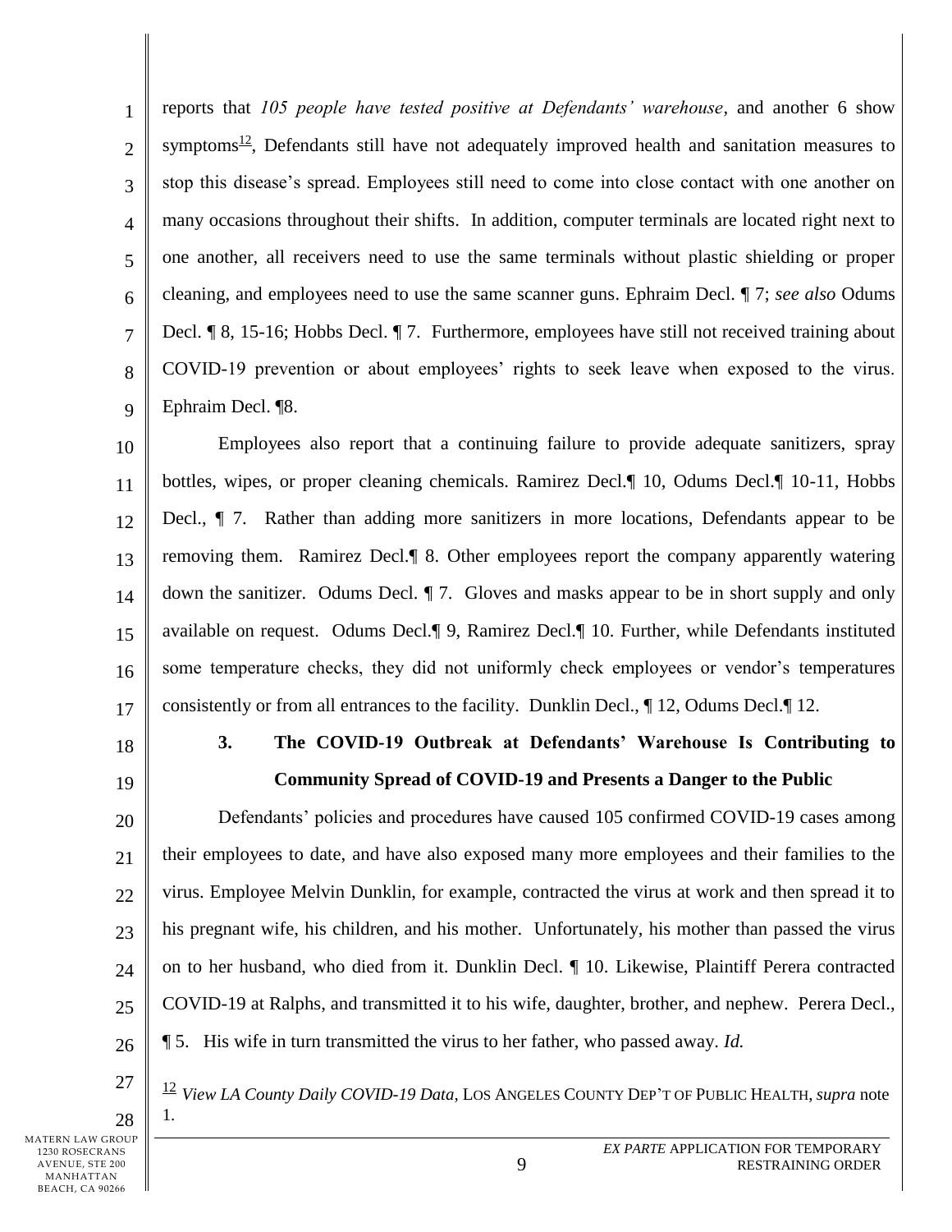reports that *105 people have tested positive at Defendants' warehouse*, and another 6 show symptoms[12], Defendants still have not adequately improved health and sanitation measures to stop this disease's spread. Employees still need to come into close contact with one another on many occasions throughout their shifts. In addition, computer terminals are located right next to one another, all receivers need to use the same terminals without plastic shielding or proper cleaning, and employees need to use the same scanner guns. Ephraim Decl. ¶ 7; *see also* Odums Decl. ¶ 8, 15-16; Hobbs Decl. ¶ 7. Furthermore, employees have still not received training about COVID-19 prevention or about employees' rights to seek leave when exposed to the virus. Ephraim Decl. ¶8.

Employees also report that a continuing failure to provide adequate sanitizers, spray bottles, wipes, or proper cleaning chemicals. Ramirez Decl.¶ 10, Odums Decl.¶ 10-11, Hobbs Decl., ¶ 7. Rather than adding more sanitizers in more locations, Defendants appear to be removing them. Ramirez Decl.¶ 8. Other employees report the company apparently watering down the sanitizer. Odums Decl. ¶ 7. Gloves and masks appear to be in short supply and only available on request. Odums Decl.¶ 9, Ramirez Decl.¶ 10. Further, while Defendants instituted some temperature checks, they did not uniformly check employees or vendor's temperatures consistently or from all entrances to the facility. Dunklin Decl., ¶ 12, Odums Decl.¶ 12.

### 3. The COVID-19 Outbreak at Defendants' Warehouse Is Contributing to Community Spread of COVID-19 and Presents a Danger to the Public

Defendants' policies and procedures have caused 105 confirmed COVID-19 cases among their employees to date, and have also exposed many more employees and their families to the virus. Employee Melvin Dunklin, for example, contracted the virus at work and then spread it to his pregnant wife, his children, and his mother. Unfortunately, his mother than passed the virus on to her husband, who died from it. Dunklin Decl. ¶ 10. Likewise, Plaintiff Perera contracted COVID-19 at Ralphs, and transmitted it to his wife, daughter, brother, and nephew. Perera Decl., ¶ 5. His wife in turn transmitted the virus to her father, who passed away. *Id.*

[12] *View LA County Daily COVID-19 Data*, LOS ANGELES COUNTY DEP'T OF PUBLIC HEALTH, *supra* note 1.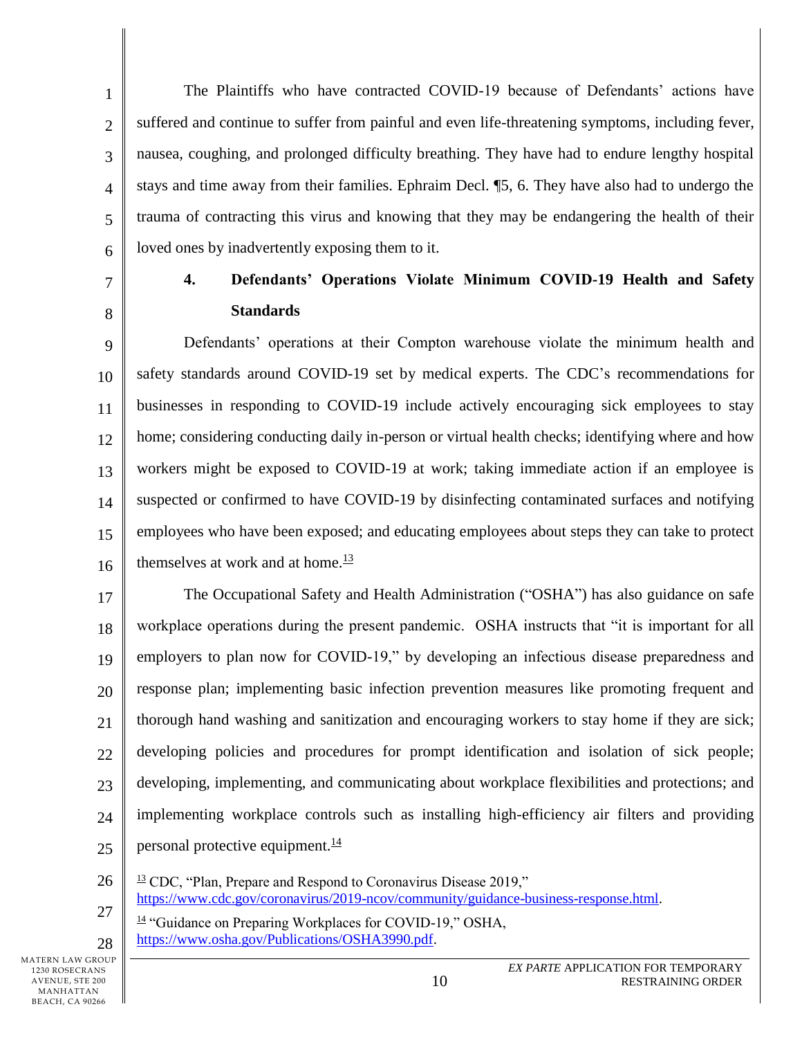The Plaintiffs who have contracted COVID-19 because of Defendants' actions have suffered and continue to suffer from painful and even life-threatening symptoms, including fever, nausea, coughing, and prolonged difficulty breathing. They have had to endure lengthy hospital stays and time away from their families. Ephraim Decl. ¶5, 6. They have also had to undergo the trauma of contracting this virus and knowing that they may be endangering the health of their loved ones by inadvertently exposing them to it.

### 4. Defendants' Operations Violate Minimum COVID-19 Health and Safety Standards

Defendants' operations at their Compton warehouse violate the minimum health and safety standards around COVID-19 set by medical experts. The CDC's recommendations for businesses in responding to COVID-19 include actively encouraging sick employees to stay home; considering conducting daily in-person or virtual health checks; identifying where and how workers might be exposed to COVID-19 at work; taking immediate action if an employee is suspected or confirmed to have COVID-19 by disinfecting contaminated surfaces and notifying employees who have been exposed; and educating employees about steps they can take to protect themselves at work and at home.[13]

The Occupational Safety and Health Administration ("OSHA") has also guidance on safe workplace operations during the present pandemic. OSHA instructs that "it is important for all employers to plan now for COVID-19," by developing an infectious disease preparedness and response plan; implementing basic infection prevention measures like promoting frequent and thorough hand washing and sanitization and encouraging workers to stay home if they are sick; developing policies and procedures for prompt identification and isolation of sick people; developing, implementing, and communicating about workplace flexibilities and protections; and implementing workplace controls such as installing high-efficiency air filters and providing personal protective equipment.[14]

[13] CDC, "Plan, Prepare and Respond to Coronavirus Disease 2019," https://www.cdc.gov/coronavirus/2019-ncov/community/guidance-business-response.html.

[14] "Guidance on Preparing Workplaces for COVID-19," OSHA, https://www.osha.gov/Publications/OSHA3990.pdf.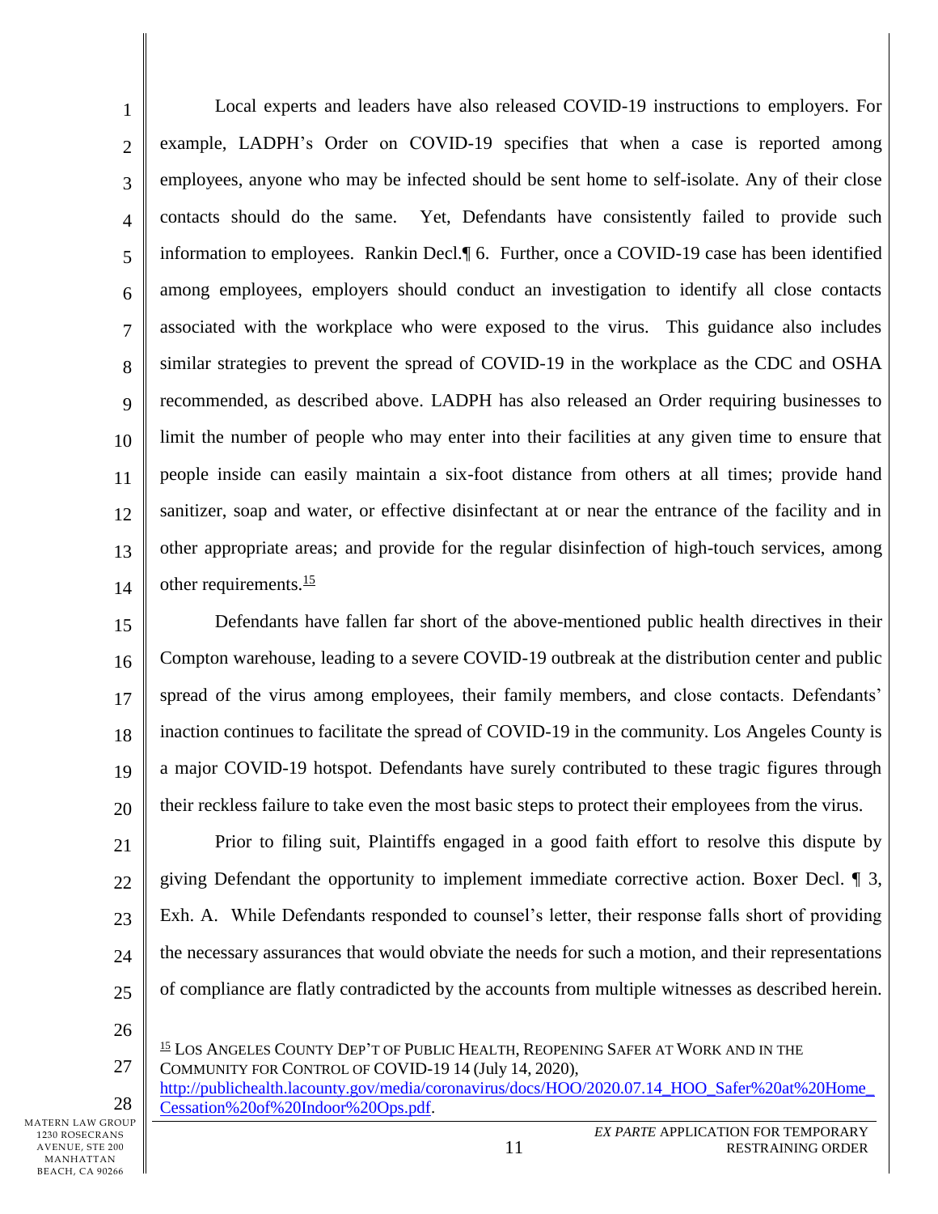Local experts and leaders have also released COVID-19 instructions to employers. For example, LADPH's Order on COVID-19 specifies that when a case is reported among employees, anyone who may be infected should be sent home to self-isolate. Any of their close contacts should do the same. Yet, Defendants have consistently failed to provide such information to employees. Rankin Decl.¶ 6. Further, once a COVID-19 case has been identified among employees, employers should conduct an investigation to identify all close contacts associated with the workplace who were exposed to the virus. This guidance also includes similar strategies to prevent the spread of COVID-19 in the workplace as the CDC and OSHA recommended, as described above. LADPH has also released an Order requiring businesses to limit the number of people who may enter into their facilities at any given time to ensure that people inside can easily maintain a six-foot distance from others at all times; provide hand sanitizer, soap and water, or effective disinfectant at or near the entrance of the facility and in other appropriate areas; and provide for the regular disinfection of high-touch services, among other requirements.[15]

Defendants have fallen far short of the above-mentioned public health directives in their Compton warehouse, leading to a severe COVID-19 outbreak at the distribution center and public spread of the virus among employees, their family members, and close contacts. Defendants' inaction continues to facilitate the spread of COVID-19 in the community. Los Angeles County is a major COVID-19 hotspot. Defendants have surely contributed to these tragic figures through their reckless failure to take even the most basic steps to protect their employees from the virus.

Prior to filing suit, Plaintiffs engaged in a good faith effort to resolve this dispute by giving Defendant the opportunity to implement immediate corrective action. Boxer Decl. ¶ 3, Exh. A. While Defendants responded to counsel's letter, their response falls short of providing the necessary assurances that would obviate the needs for such a motion, and their representations of compliance are flatly contradicted by the accounts from multiple witnesses as described herein.

[15] LOS ANGELES COUNTY DEP'T OF PUBLIC HEALTH, REOPENING SAFER AT WORK AND IN THE COMMUNITY FOR CONTROL OF COVID-19 14 (July 14, 2020), http://publichealth.lacounty.gov/media/coronavirus/docs/HOO/2020.07.14_HOO_Safer%20at%20Home_Cessation%20of%20Indoor%20Ops.pdf.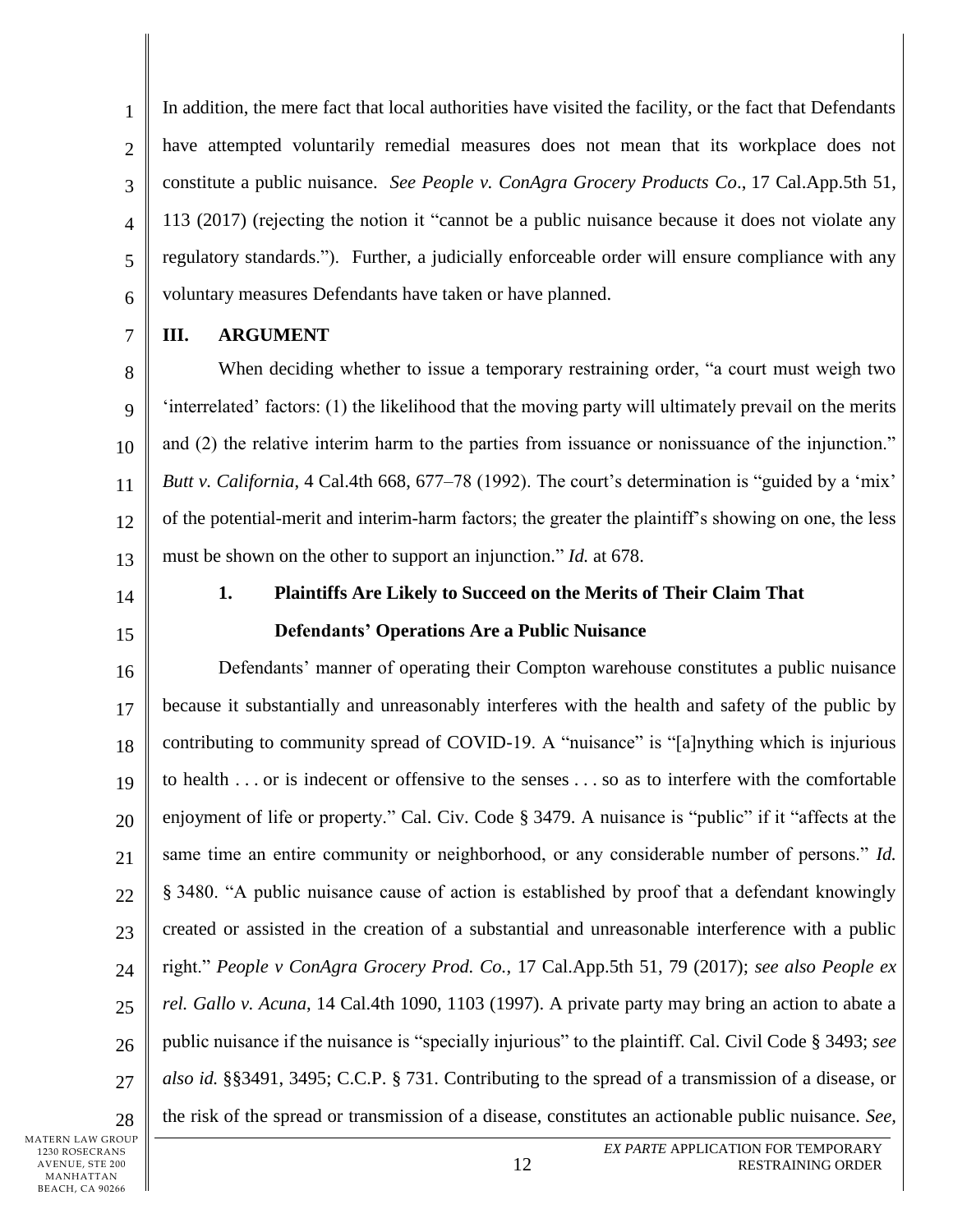In addition, the mere fact that local authorities have visited the facility, or the fact that Defendants have attempted voluntarily remedial measures does not mean that its workplace does not constitute a public nuisance. *See People v. ConAgra Grocery Products Co*., 17 Cal.App.5th 51, 113 (2017) (rejecting the notion it "cannot be a public nuisance because it does not violate any regulatory standards."). Further, a judicially enforceable order will ensure compliance with any voluntary measures Defendants have taken or have planned.

## III. ARGUMENT

When deciding whether to issue a temporary restraining order, "a court must weigh two 'interrelated' factors: (1) the likelihood that the moving party will ultimately prevail on the merits and (2) the relative interim harm to the parties from issuance or nonissuance of the injunction." *Butt v. California*, 4 Cal.4th 668, 677–78 (1992). The court's determination is "guided by a 'mix' of the potential-merit and interim-harm factors; the greater the plaintiff's showing on one, the less must be shown on the other to support an injunction." *Id.* at 678.

### 1. Plaintiffs Are Likely to Succeed on the Merits of Their Claim That Defendants' Operations Are a Public Nuisance

Defendants' manner of operating their Compton warehouse constitutes a public nuisance because it substantially and unreasonably interferes with the health and safety of the public by contributing to community spread of COVID-19. A "nuisance" is "[a]nything which is injurious to health . . . or is indecent or offensive to the senses . . . so as to interfere with the comfortable enjoyment of life or property." Cal. Civ. Code § 3479. A nuisance is "public" if it "affects at the same time an entire community or neighborhood, or any considerable number of persons." *Id.* § 3480. "A public nuisance cause of action is established by proof that a defendant knowingly created or assisted in the creation of a substantial and unreasonable interference with a public right." *People v ConAgra Grocery Prod. Co.*, 17 Cal.App.5th 51, 79 (2017); *see also People ex rel. Gallo v. Acuna*, 14 Cal.4th 1090, 1103 (1997). A private party may bring an action to abate a public nuisance if the nuisance is "specially injurious" to the plaintiff. Cal. Civil Code § 3493; *see also id.* §§3491, 3495; C.C.P. § 731. Contributing to the spread of a transmission of a disease, or the risk of the spread or transmission of a disease, constitutes an actionable public nuisance. *See,*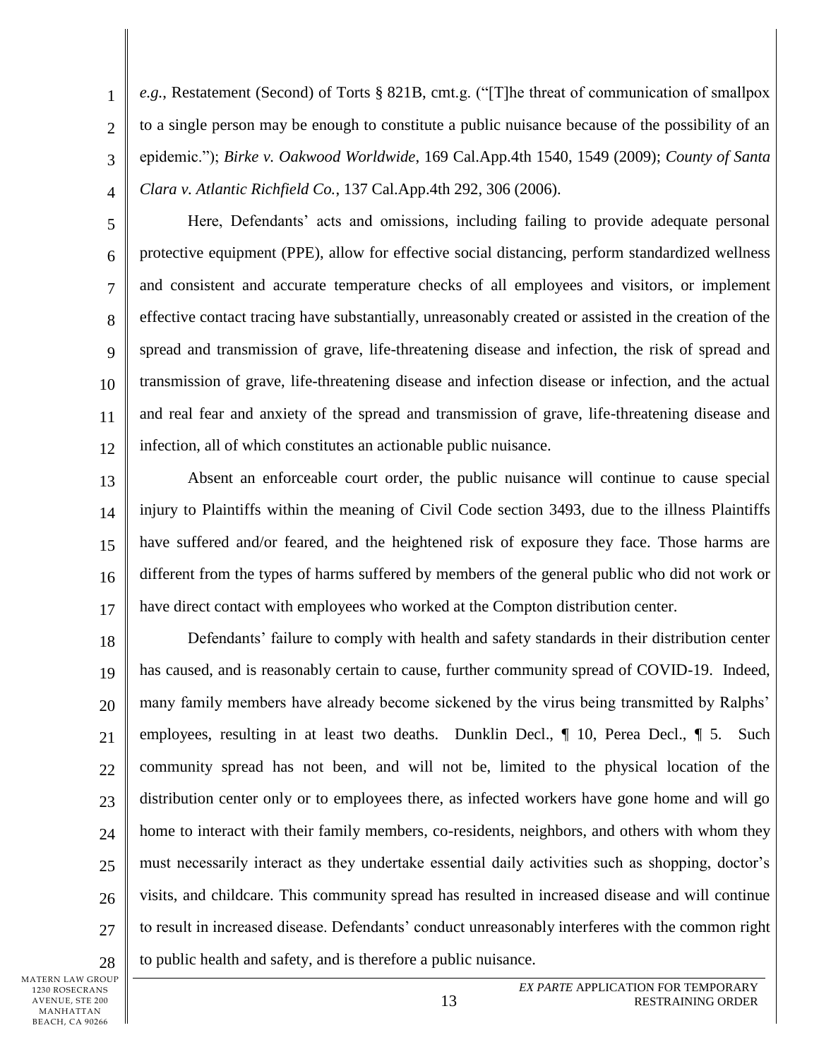*e.g.*, Restatement (Second) of Torts § 821B, cmt.g. ("[T]he threat of communication of smallpox to a single person may be enough to constitute a public nuisance because of the possibility of an epidemic."); *Birke v. Oakwood Worldwide*, 169 Cal.App.4th 1540, 1549 (2009); *County of Santa Clara v. Atlantic Richfield Co.*, 137 Cal.App.4th 292, 306 (2006).

Here, Defendants' acts and omissions, including failing to provide adequate personal protective equipment (PPE), allow for effective social distancing, perform standardized wellness and consistent and accurate temperature checks of all employees and visitors, or implement effective contact tracing have substantially, unreasonably created or assisted in the creation of the spread and transmission of grave, life-threatening disease and infection, the risk of spread and transmission of grave, life-threatening disease and infection disease or infection, and the actual and real fear and anxiety of the spread and transmission of grave, life-threatening disease and infection, all of which constitutes an actionable public nuisance.

Absent an enforceable court order, the public nuisance will continue to cause special injury to Plaintiffs within the meaning of Civil Code section 3493, due to the illness Plaintiffs have suffered and/or feared, and the heightened risk of exposure they face. Those harms are different from the types of harms suffered by members of the general public who did not work or have direct contact with employees who worked at the Compton distribution center.

Defendants' failure to comply with health and safety standards in their distribution center has caused, and is reasonably certain to cause, further community spread of COVID-19. Indeed, many family members have already become sickened by the virus being transmitted by Ralphs' employees, resulting in at least two deaths. Dunklin Decl., ¶ 10, Perea Decl., ¶ 5. Such community spread has not been, and will not be, limited to the physical location of the distribution center only or to employees there, as infected workers have gone home and will go home to interact with their family members, co-residents, neighbors, and others with whom they must necessarily interact as they undertake essential daily activities such as shopping, doctor's visits, and childcare. This community spread has resulted in increased disease and will continue to result in increased disease. Defendants' conduct unreasonably interferes with the common right to public health and safety, and is therefore a public nuisance.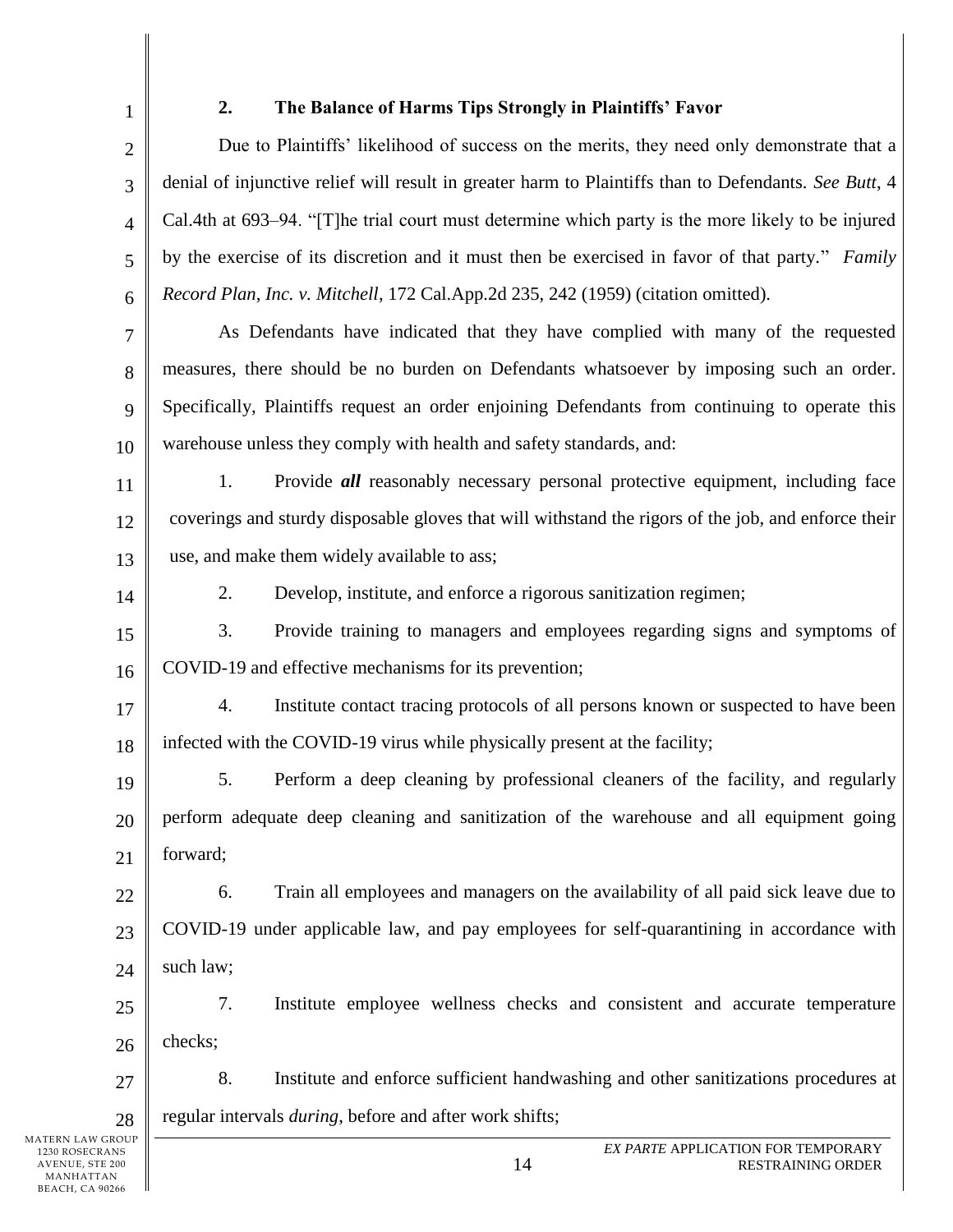### 2. The Balance of Harms Tips Strongly in Plaintiffs' Favor

Due to Plaintiffs' likelihood of success on the merits, they need only demonstrate that a denial of injunctive relief will result in greater harm to Plaintiffs than to Defendants. *See Butt*, 4 Cal.4th at 693–94. "[T]he trial court must determine which party is the more likely to be injured by the exercise of its discretion and it must then be exercised in favor of that party." *Family Record Plan, Inc. v. Mitchell*, 172 Cal.App.2d 235, 242 (1959) (citation omitted).

As Defendants have indicated that they have complied with many of the requested measures, there should be no burden on Defendants whatsoever by imposing such an order. Specifically, Plaintiffs request an order enjoining Defendants from continuing to operate this warehouse unless they comply with health and safety standards, and:

1. Provide ***all*** reasonably necessary personal protective equipment, including face coverings and sturdy disposable gloves that will withstand the rigors of the job, and enforce their use, and make them widely available to ass;

2. Develop, institute, and enforce a rigorous sanitization regimen;

3. Provide training to managers and employees regarding signs and symptoms of COVID-19 and effective mechanisms for its prevention;

4. Institute contact tracing protocols of all persons known or suspected to have been infected with the COVID-19 virus while physically present at the facility;

5. Perform a deep cleaning by professional cleaners of the facility, and regularly perform adequate deep cleaning and sanitization of the warehouse and all equipment going forward;

6. Train all employees and managers on the availability of all paid sick leave due to COVID-19 under applicable law, and pay employees for self-quarantining in accordance with such law;

7. Institute employee wellness checks and consistent and accurate temperature checks;

8. Institute and enforce sufficient handwashing and other sanitizations procedures at regular intervals *during*, before and after work shifts;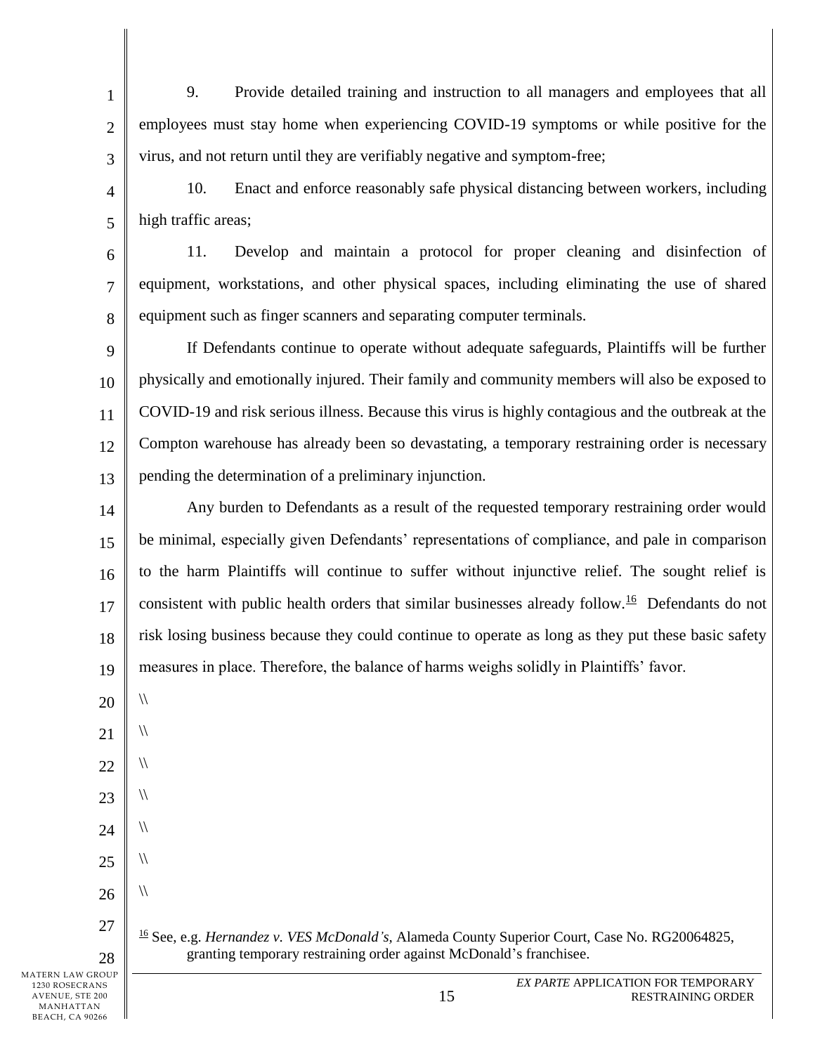9. Provide detailed training and instruction to all managers and employees that all employees must stay home when experiencing COVID-19 symptoms or while positive for the virus, and not return until they are verifiably negative and symptom-free;

10. Enact and enforce reasonably safe physical distancing between workers, including high traffic areas;

11. Develop and maintain a protocol for proper cleaning and disinfection of equipment, workstations, and other physical spaces, including eliminating the use of shared equipment such as finger scanners and separating computer terminals.

If Defendants continue to operate without adequate safeguards, Plaintiffs will be further physically and emotionally injured. Their family and community members will also be exposed to COVID-19 and risk serious illness. Because this virus is highly contagious and the outbreak at the Compton warehouse has already been so devastating, a temporary restraining order is necessary pending the determination of a preliminary injunction.

Any burden to Defendants as a result of the requested temporary restraining order would be minimal, especially given Defendants' representations of compliance, and pale in comparison to the harm Plaintiffs will continue to suffer without injunctive relief. The sought relief is consistent with public health orders that similar businesses already follow.[16] Defendants do not risk losing business because they could continue to operate as long as they put these basic safety measures in place. Therefore, the balance of harms weighs solidly in Plaintiffs' favor.

\\

\\

\\

\\

\\

\\

\\

[16] See, e.g. *Hernandez v. VES McDonald's*, Alameda County Superior Court, Case No. RG20064825, granting temporary restraining order against McDonald's franchisee.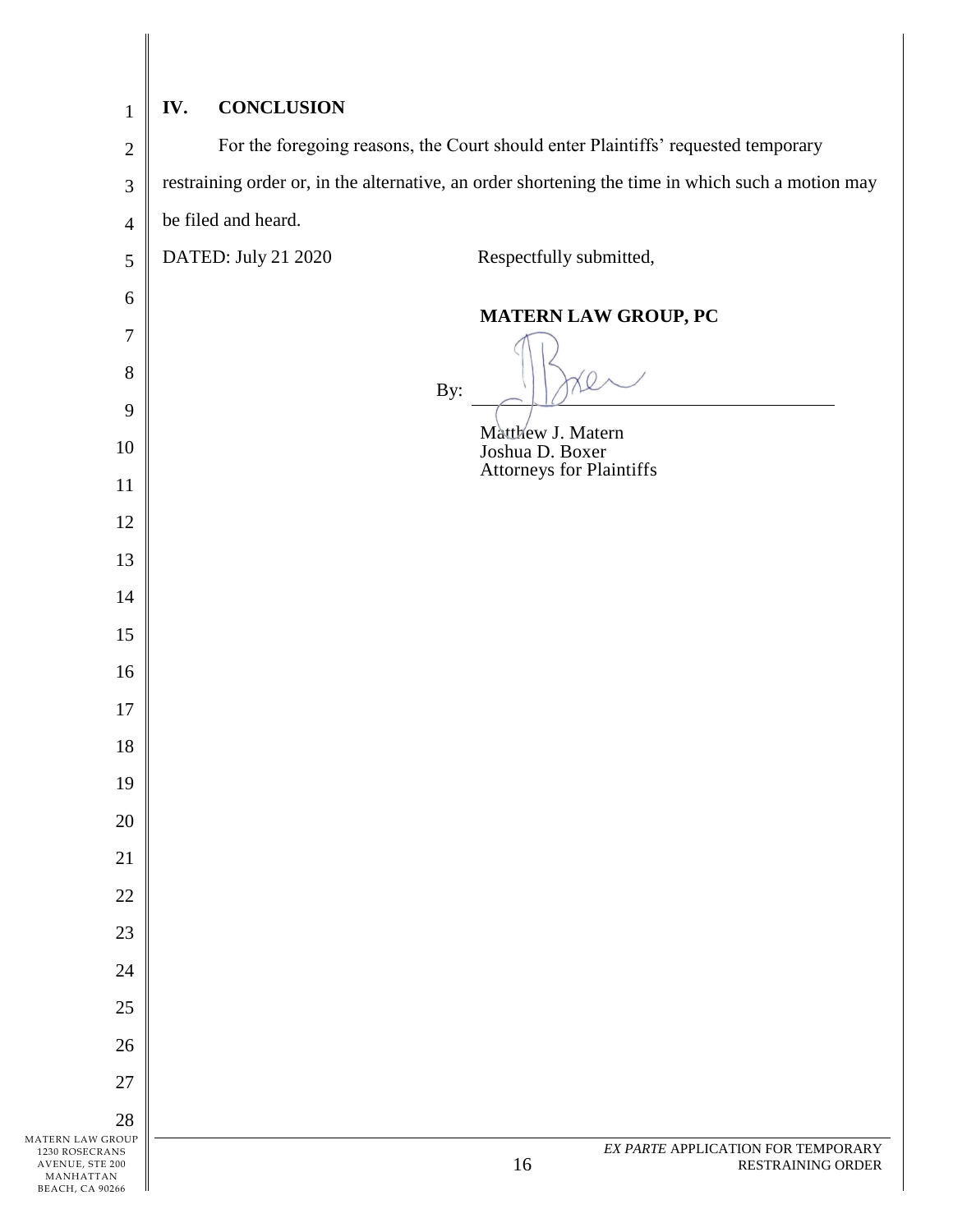## IV. CONCLUSION

For the foregoing reasons, the Court should enter Plaintiffs' requested temporary restraining order or, in the alternative, an order shortening the time in which such a motion may be filed and heard.

DATED: July 21 2020

Respectfully submitted,

**MATERN LAW GROUP, PC**

By: ______________________________

Matthew J. Matern
Joshua D. Boxer
Attorneys for Plaintiffs